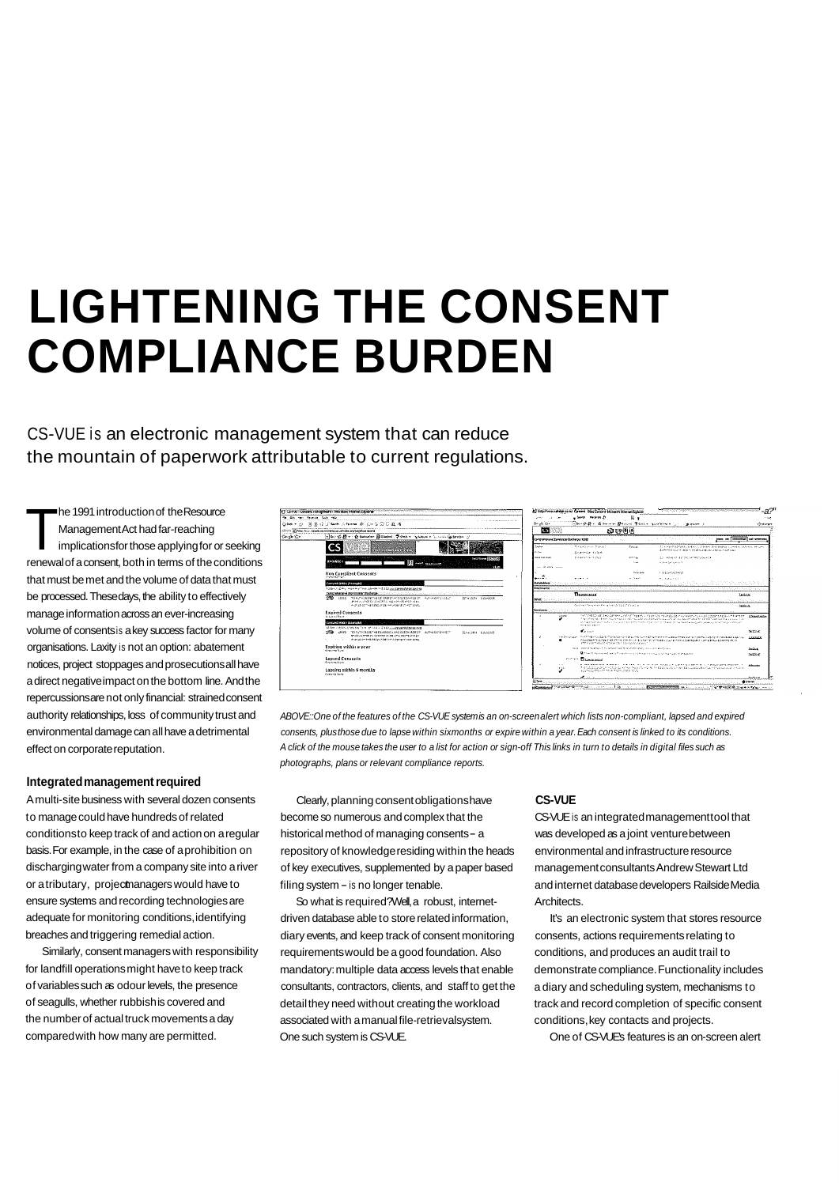# LIGHTENING THE CONSENT COMPLIANCE BURDEN

CS-VUE is an electronic management system that can reduce the mountain of paperwork attributable to current regulations.

The 1991 introduction of the Resource Management Act had far-reaching implications for those applying for or seeking renewal of a consent, both in terms of the conditions that must be met and the volume of data that must be processed. These days, the ability to effectively manage information across an ever-increasing volume of consents is a key success factor for many organisations. Laxity is not an option: abatement notices, project stoppages and prosecutions all have a direct negative impact on the bottom line. And the repercussions are not only financial: strained consent authority relationships, loss of community trust and environmental damage can all have a detrimental effect on corporate reputation.

## Integrated management required

A multi-site business with several dozen consents to manage could have hundreds of related conditions to keep track of and action on a regular basis. For example, in the case of a prohibition on discharging water from a company site into a river or a tributary, project managers would have to ensure systems and recording technologies are adequate for monitoring conditions, identifying breaches and triggering remedial action.

Similarly, consent managers with responsibility for landfill operations might have to keep track of variables such as odour levels, the presence of seagulls, whether rubbish is covered and the number of actual truck movements a day compared with how many are permitted.

*ABOVE:: One of the features of the CS-VUE system is an on-screen alert which lists non-compliant, lapsed and expired consents, plus those due to lapse within six months or expire within a year. Each consent is linked to its conditions. A click of the mouse takes the user to a list for action or sign-off This links in turn to details in digital files such as photographs, plans or relevant compliance reports.*

Clearly, planning consent obligations have become so numerous and complex that the historical method of managing consents – a repository of knowledge residing within the heads of key executives, supplemented by a paper based filing system – is no longer tenable.

So what is required? Well, a robust, internet-driven database able to store related information, diary events, and keep track of consent monitoring requirements would be a good foundation. Also mandatory: multiple data access levels that enable consultants, contractors, clients, and staff to get the detail they need without creating the workload associated with a manual file-retrieval system. One such system is CS-VUE.

## CS-VUE

CS-VUE is an integrated management tool that was developed as a joint venture between environmental and infrastructure resource management consultants Andrew Stewart Ltd and internet database developers Railside Media Architects.

It's an electronic system that stores resource consents, actions requirements relating to conditions, and produces an audit trail to demonstrate compliance. Functionality includes a diary and scheduling system, mechanisms to track and record completion of specific consent conditions, key contacts and projects.

One of CS-VUE's features is an on-screen alert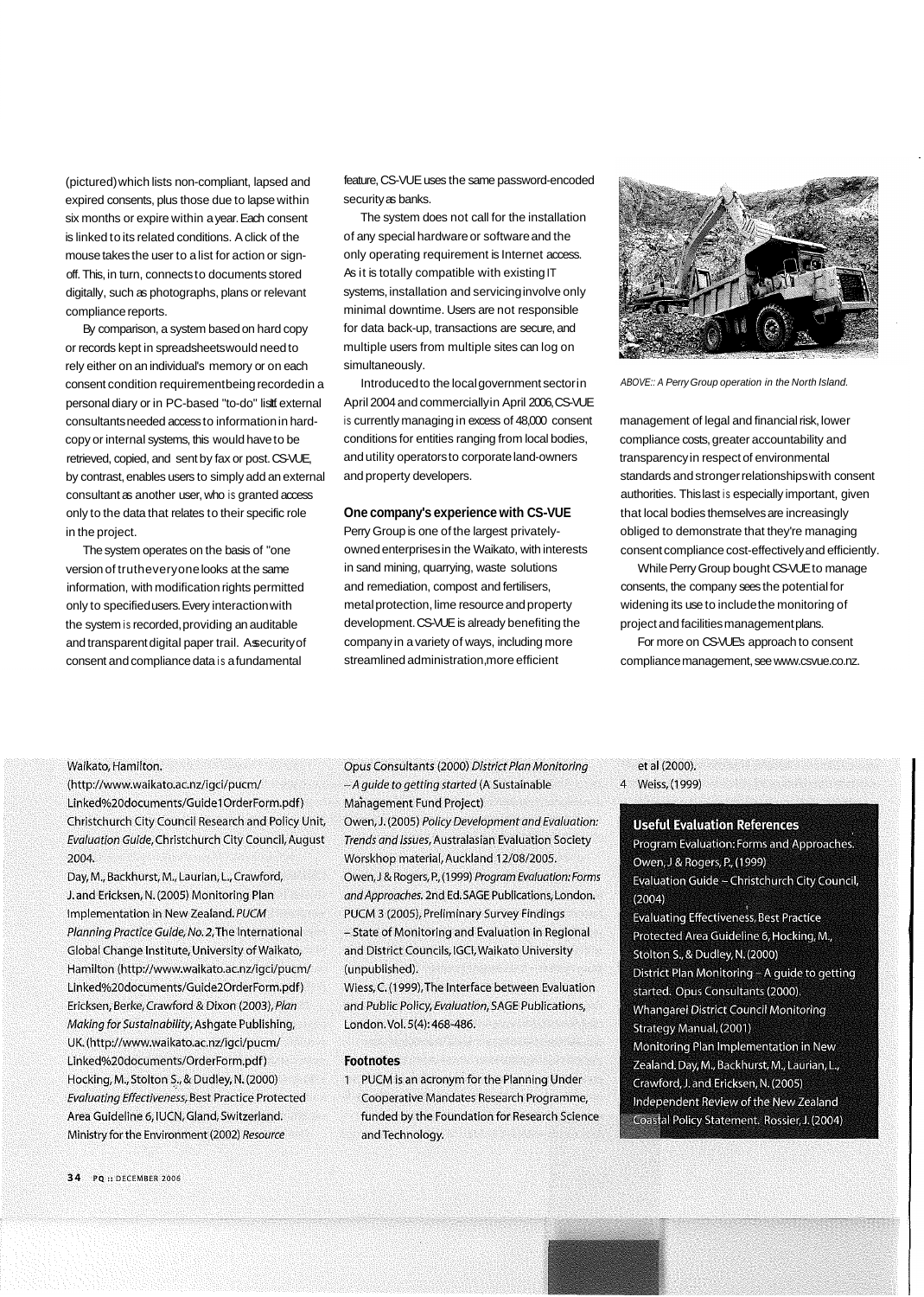(pictured) which lists non-compliant, lapsed and expired consents, plus those due to lapse within six months or expire within a year. Each consent is linked to its related conditions. A click of the mouse takes the user to a list for action or sign-off. This, in turn, connects to documents stored digitally, such as photographs, plans or relevant compliance reports.

By comparison, a system based on hard copy or records kept in spreadsheets would need to rely either on an individual's memory or on each consent condition requirement being recorded in a personal diary or in PC-based "to-do" lists. If external consultants needed access to information in hard-copy or internal systems, this would have to be retrieved, copied, and sent by fax or post. CS-VUE, by contrast, enables users to simply add an external consultant as another user, who is granted access only to the data that relates to their specific role in the project.

The system operates on the basis of "one version of truth" everyone looks at the same information, with modification rights permitted only to specified users. Every interaction with the system is recorded, providing an auditable and transparent digital paper trail. As security of consent and compliance data is a fundamental feature, CS-VUE uses the same password-encoded security as banks.

The system does not call for the installation of any special hardware or software and the only operating requirement is Internet access. As it is totally compatible with existing IT systems, installation and servicing involve only minimal downtime. Users are not responsible for data back-up, transactions are secure, and multiple users from multiple sites can log on simultaneously.

Introduced to the local government sector in April 2004 and commercially in April 2006, CS-VUE is currently managing in excess of 48,000 consent conditions for entities ranging from local bodies, and utility operators to corporate land-owners and property developers.

**One company's experience with CS-VUE**

Perry Group is one of the largest privately-owned enterprises in the Waikato, with interests in sand mining, quarrying, waste solutions and remediation, compost and fertilisers, metal protection, lime resource and property development. CS-VUE is already benefiting the company in a variety of ways, including more streamlined administration, more efficient management of legal and financial risk, lower compliance costs, greater accountability and transparency in respect of environmental standards and stronger relationships with consent authorities. This last is especially important, given that local bodies themselves are increasingly obliged to demonstrate that they're managing consent compliance cost-effectively and efficiently.

While Perry Group bought CS-VUE to manage consents, the company sees the potential for widening its use to include the monitoring of project and facilities management plans.

For more on CS-VUE's approach to consent compliance management, see www.csvue.co.nz.

ABOVE:: A Perry Group operation in the North Island.

Waikato, Hamilton. (http://www.waikato.ac.nz/igci/pucm/Linked%20documents/Guide1OrderForm.pdf)

Christchurch City Council Research and Policy Unit, *Evaluation Guide*, Christchurch City Council, August 2004.

Day, M., Backhurst, M., Laurian, L., Crawford, J. and Ericksen, N. (2005) Monitoring Plan Implementation in New Zealand. *PUCM Planning Practice Guide, No. 2*, The International Global Change Institute, University of Waikato, Hamilton (http://www.waikato.ac.nz/igci/pucm/Linked%20documents/Guide2OrderForm.pdf)

Ericksen, Berke, Crawford & Dixon (2003), *Plan Making for Sustainability*, Ashgate Publishing, UK. (http://www.waikato.ac.nz/igci/pucm/Linked%20documents/OrderForm.pdf)

Hocking, M., Stolton S., & Dudley, N. (2000) *Evaluating Effectiveness*, Best Practice Protected Area Guideline 6, IUCN, Gland, Switzerland.

Ministry for the Environment (2002) *Resource*

Opus Consultants (2000) *District Plan Monitoring – A guide to getting started* (A Sustainable Management Fund Project)

Owen, J. (2005) *Policy Development and Evaluation: Trends and Issues*, Australasian Evaluation Society Worskhop material, Auckland 12/08/2005.

Owen, J & Rogers, P., (1999) *Program Evaluation: Forms and Approaches*. 2nd Ed. SAGE Publications, London.

PUCM 3 (2005), Preliminary Survey Findings – State of Monitoring and Evaluation in Regional and District Councils, IGCI, Waikato University (unpublished).

Wiess, C. (1999), The Interface between Evaluation and Public Policy, *Evaluation*, SAGE Publications, London. Vol. 5(4): 468-486.

**Footnotes**

1 PUCM is an acronym for the Planning Under Cooperative Mandates Research Programme, funded by the Foundation for Research Science and Technology.

et al (2000).

4 Weiss, (1999)

**Useful Evaluation References**

Program Evaluation: Forms and Approaches. Owen, J & Rogers, P., (1999)

Evaluation Guide – Christchurch City Council, (2004)

Evaluating Effectiveness, Best Practice Protected Area Guideline 6, Hocking, M., Stolton S., & Dudley, N. (2000)

District Plan Monitoring – A guide to getting started. Opus Consultants (2000).

Whangarei District Council Monitoring Strategy Manual, (2001)

Monitoring Plan Implementation in New Zealand. Day, M., Backhurst, M., Laurian, L., Crawford, J. and Ericksen, N. (2005)

Independent Review of the New Zealand Coastal Policy Statement. Rossier, J. (2004)